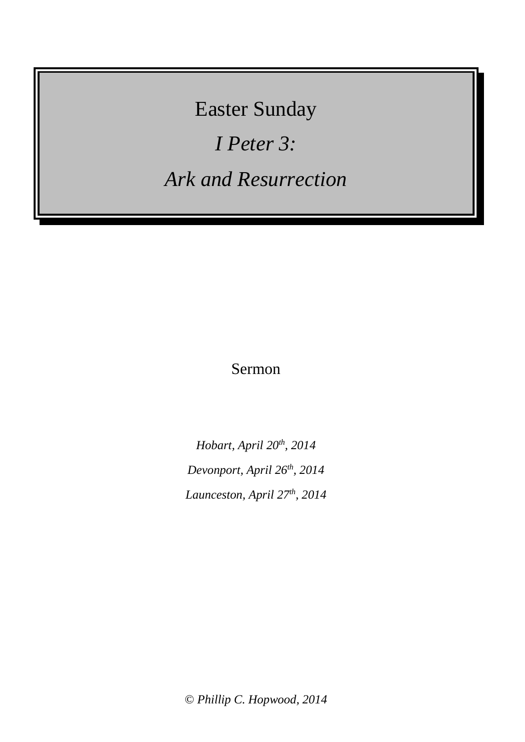# Easter Sunday

## *I Peter 3:*

## *Ark and Resurrection*

Sermon

*Hobart, April 20th, 2014*

*Devonport, April 26th, 2014*

*Launceston, April 27th, 2014*

© *Phillip C. Hopwood, 2014*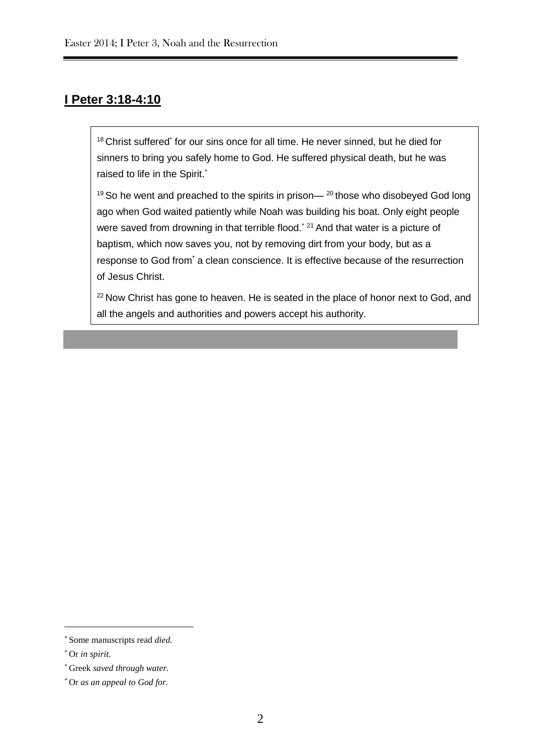## I Peter 3:18-4:10

[18] Christ suffered[*] for our sins once for all time. He never sinned, but he died for sinners to bring you safely home to God. He suffered physical death, but he was raised to life in the Spirit.[*]

[19] So he went and preached to the spirits in prison— [20] those who disobeyed God long ago when God waited patiently while Noah was building his boat. Only eight people were saved from drowning in that terrible flood.[*] [21] And that water is a picture of baptism, which now saves you, not by removing dirt from your body, but as a response to God from[*] a clean conscience. It is effective because of the resurrection of Jesus Christ.

[22] Now Christ has gone to heaven. He is seated in the place of honor next to God, and all the angels and authorities and powers accept his authority.

---

[*] Some manuscripts read *died.*

[*] Or *in spirit.*

[*] Greek *saved through water.*

[*] Or *as an appeal to God for.*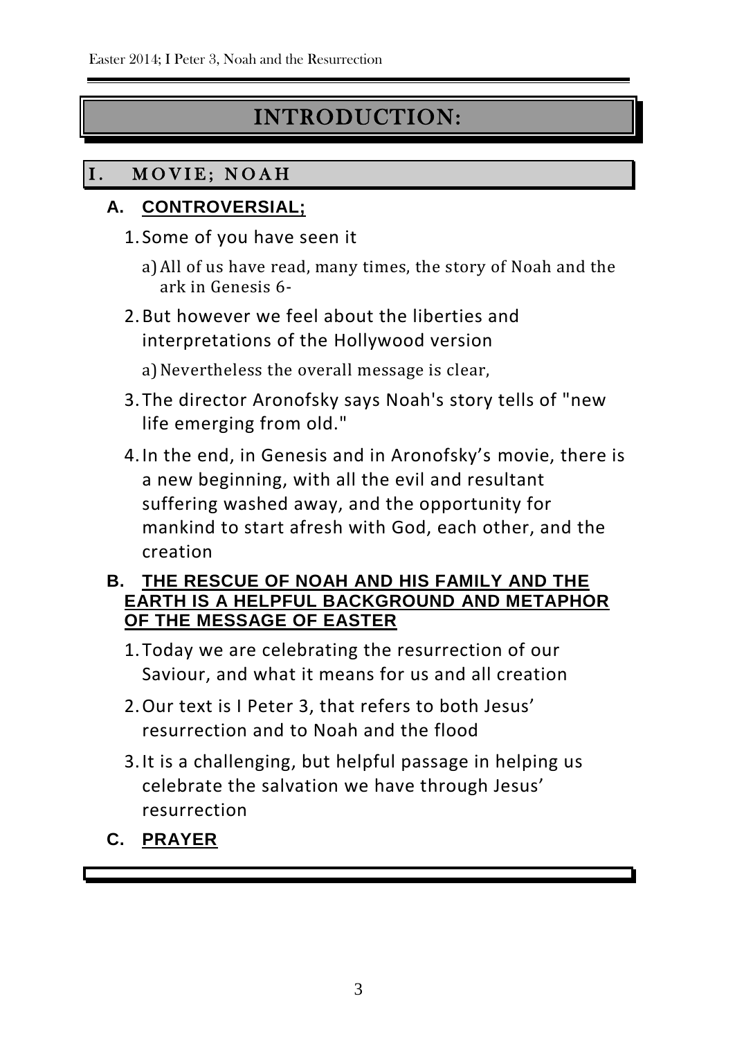# INTRODUCTION:

## I. MOVIE; NOAH

### A. CONTROVERSIAL;

1. Some of you have seen it
   - a) All of us have read, many times, the story of Noah and the ark in Genesis 6-
2. But however we feel about the liberties and interpretations of the Hollywood version
   - a) Nevertheless the overall message is clear,
3. The director Aronofsky says Noah's story tells of "new life emerging from old."
4. In the end, in Genesis and in Aronofsky's movie, there is a new beginning, with all the evil and resultant suffering washed away, and the opportunity for mankind to start afresh with God, each other, and the creation

### B. THE RESCUE OF NOAH AND HIS FAMILY AND THE EARTH IS A HELPFUL BACKGROUND AND METAPHOR OF THE MESSAGE OF EASTER

1. Today we are celebrating the resurrection of our Saviour, and what it means for us and all creation
2. Our text is I Peter 3, that refers to both Jesus' resurrection and to Noah and the flood
3. It is a challenging, but helpful passage in helping us celebrate the salvation we have through Jesus' resurrection

### C. PRAYER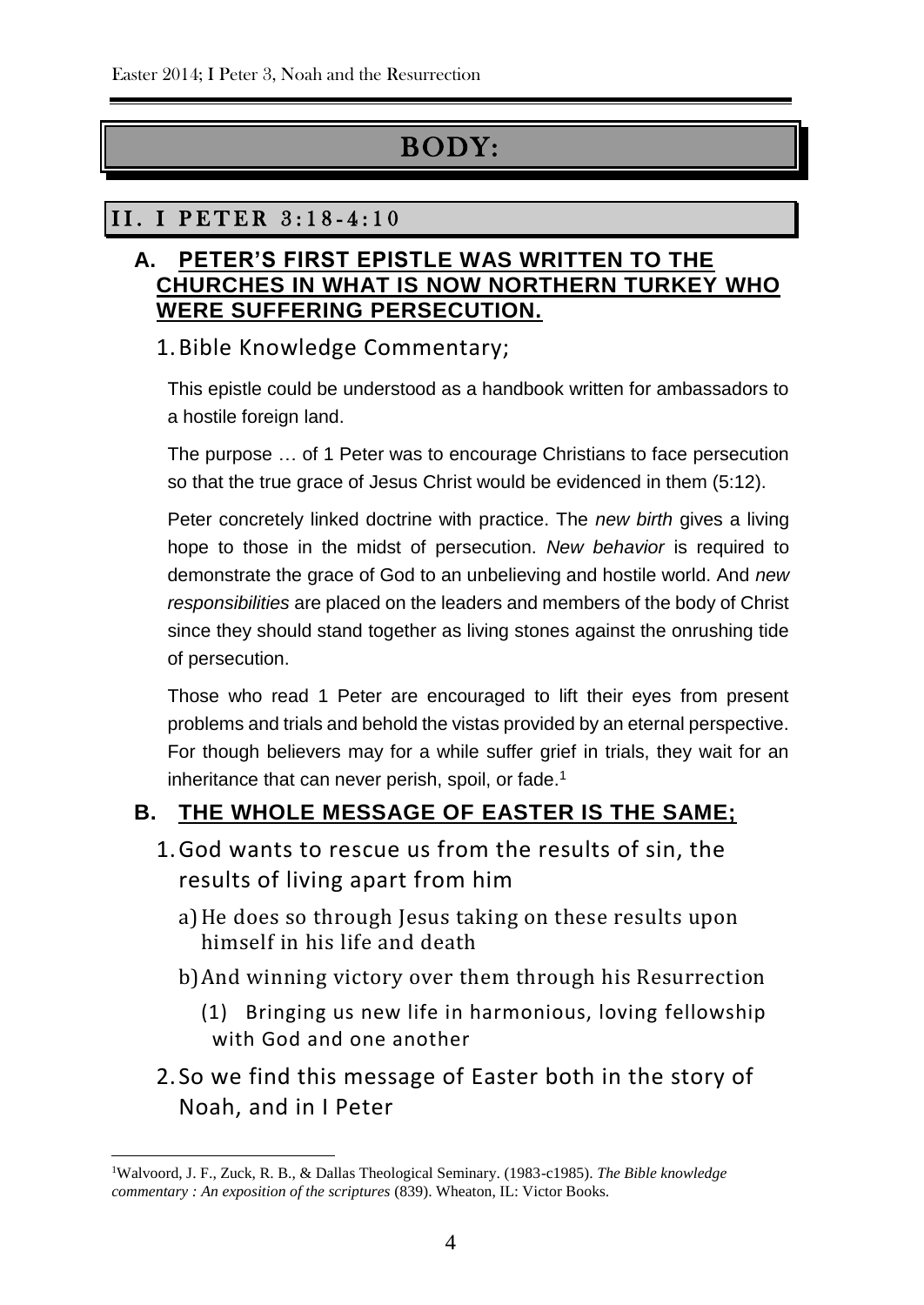# BODY:

## II. I PETER 3:18-4:10

### A. PETER'S FIRST EPISTLE WAS WRITTEN TO THE CHURCHES IN WHAT IS NOW NORTHERN TURKEY WHO WERE SUFFERING PERSECUTION.

1. Bible Knowledge Commentary;

This epistle could be understood as a handbook written for ambassadors to a hostile foreign land.

The purpose … of 1 Peter was to encourage Christians to face persecution so that the true grace of Jesus Christ would be evidenced in them (5:12).

Peter concretely linked doctrine with practice. The *new birth* gives a living hope to those in the midst of persecution. *New behavior* is required to demonstrate the grace of God to an unbelieving and hostile world. And *new responsibilities* are placed on the leaders and members of the body of Christ since they should stand together as living stones against the onrushing tide of persecution.

Those who read 1 Peter are encouraged to lift their eyes from present problems and trials and behold the vistas provided by an eternal perspective. For though believers may for a while suffer grief in trials, they wait for an inheritance that can never perish, spoil, or fade.[1]

### B. THE WHOLE MESSAGE OF EASTER IS THE SAME;

1. God wants to rescue us from the results of sin, the results of living apart from him
   a) He does so through Jesus taking on these results upon himself in his life and death
   b) And winning victory over them through his Resurrection
      (1) Bringing us new life in harmonious, loving fellowship with God and one another
2. So we find this message of Easter both in the story of Noah, and in I Peter

---

[1]Walvoord, J. F., Zuck, R. B., & Dallas Theological Seminary. (1983-c1985). *The Bible knowledge commentary : An exposition of the scriptures* (839). Wheaton, IL: Victor Books.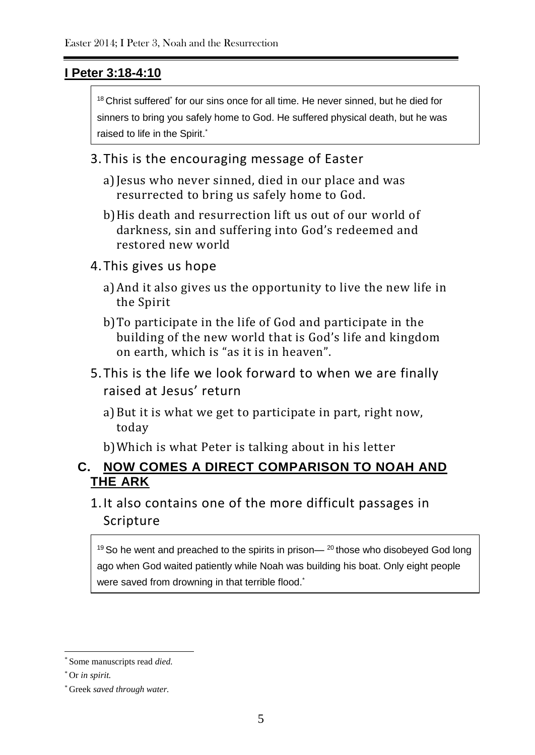## I Peter 3:18-4:10

> [18] Christ suffered[*] for our sins once for all time. He never sinned, but he died for sinners to bring you safely home to God. He suffered physical death, but he was raised to life in the Spirit.[*]

3. This is the encouraging message of Easter
   a) Jesus who never sinned, died in our place and was resurrected to bring us safely home to God.
   b) His death and resurrection lift us out of our world of darkness, sin and suffering into God's redeemed and restored new world
4. This gives us hope
   a) And it also gives us the opportunity to live the new life in the Spirit
   b) To participate in the life of God and participate in the building of the new world that is God's life and kingdom on earth, which is "as it is in heaven".
5. This is the life we look forward to when we are finally raised at Jesus' return
   a) But it is what we get to participate in part, right now, today
   b) Which is what Peter is talking about in his letter

### C. NOW COMES A DIRECT COMPARISON TO NOAH AND THE ARK

1. It also contains one of the more difficult passages in Scripture

> [19] So he went and preached to the spirits in prison— [20] those who disobeyed God long ago when God waited patiently while Noah was building his boat. Only eight people were saved from drowning in that terrible flood.[*]

---

[*] Some manuscripts read *died.*

[*] Or *in spirit.*

[*] Greek *saved through water.*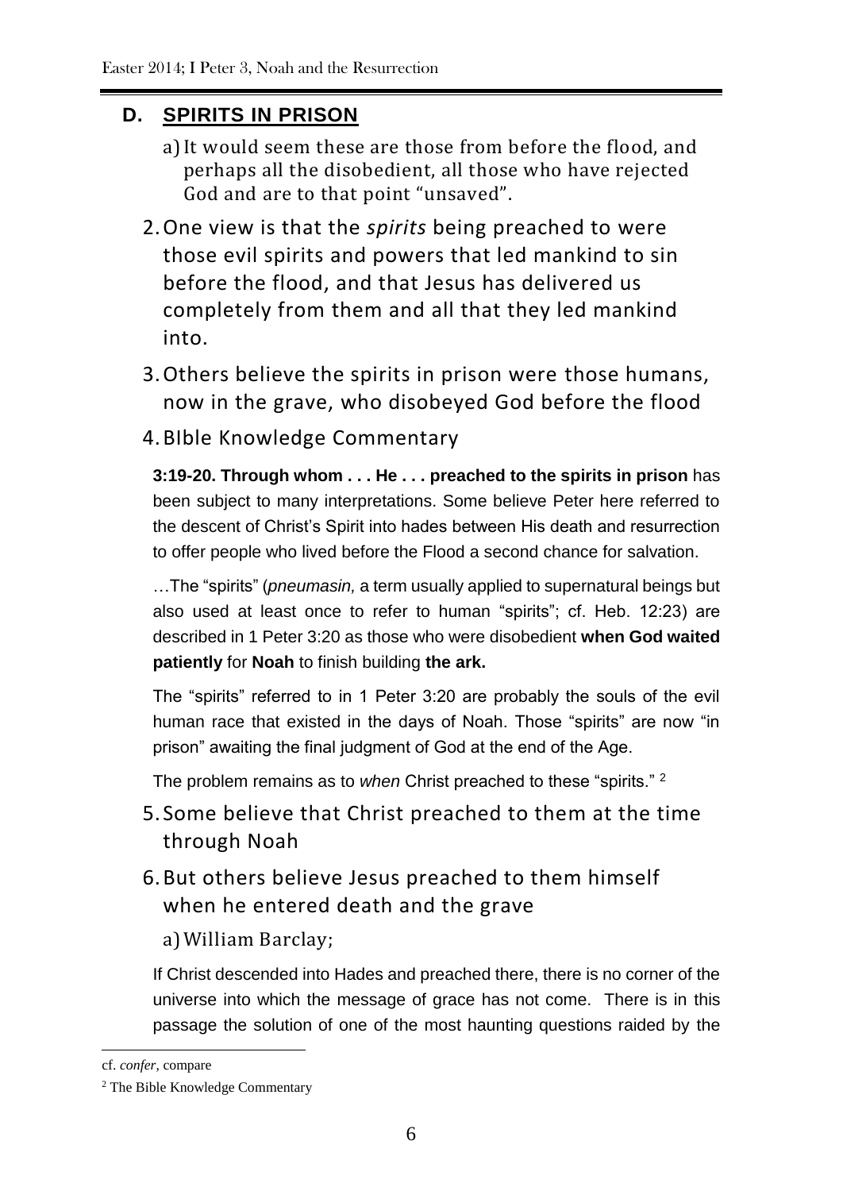## D. SPIRITS IN PRISON

a) It would seem these are those from before the flood, and perhaps all the disobedient, all those who have rejected God and are to that point "unsaved".

2. One view is that the *spirits* being preached to were those evil spirits and powers that led mankind to sin before the flood, and that Jesus has delivered us completely from them and all that they led mankind into.

3. Others believe the spirits in prison were those humans, now in the grave, who disobeyed God before the flood

4. BIble Knowledge Commentary

**3:19-20. Through whom . . . He . . . preached to the spirits in prison** has been subject to many interpretations. Some believe Peter here referred to the descent of Christ's Spirit into hades between His death and resurrection to offer people who lived before the Flood a second chance for salvation.

…The "spirits" (*pneumasin*, a term usually applied to supernatural beings but also used at least once to refer to human "spirits"; cf. Heb. 12:23) are described in 1 Peter 3:20 as those who were disobedient **when God waited patiently** for **Noah** to finish building **the ark.**

The "spirits" referred to in 1 Peter 3:20 are probably the souls of the evil human race that existed in the days of Noah. Those "spirits" are now "in prison" awaiting the final judgment of God at the end of the Age.

The problem remains as to *when* Christ preached to these "spirits." [2]

5. Some believe that Christ preached to them at the time through Noah

6. But others believe Jesus preached to them himself when he entered death and the grave

a) William Barclay;

If Christ descended into Hades and preached there, there is no corner of the universe into which the message of grace has not come. There is in this passage the solution of one of the most haunting questions raided by the

---

cf. *confer*, compare

[2] The Bible Knowledge Commentary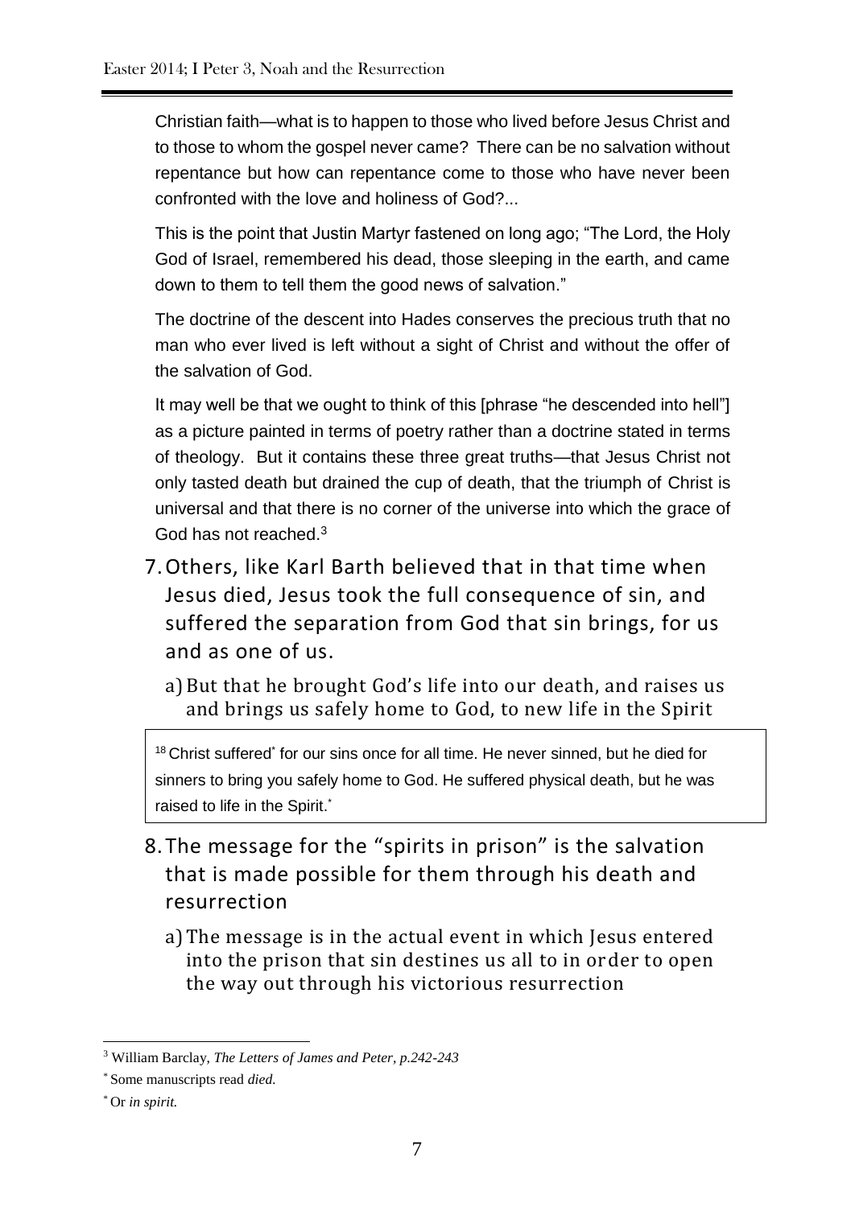Christian faith—what is to happen to those who lived before Jesus Christ and to those to whom the gospel never came? There can be no salvation without repentance but how can repentance come to those who have never been confronted with the love and holiness of God?...

This is the point that Justin Martyr fastened on long ago; "The Lord, the Holy God of Israel, remembered his dead, those sleeping in the earth, and came down to them to tell them the good news of salvation."

The doctrine of the descent into Hades conserves the precious truth that no man who ever lived is left without a sight of Christ and without the offer of the salvation of God.

It may well be that we ought to think of this [phrase "he descended into hell"] as a picture painted in terms of poetry rather than a doctrine stated in terms of theology. But it contains these three great truths—that Jesus Christ not only tasted death but drained the cup of death, that the triumph of Christ is universal and that there is no corner of the universe into which the grace of God has not reached.[3]

7. Others, like Karl Barth believed that in that time when Jesus died, Jesus took the full consequence of sin, and suffered the separation from God that sin brings, for us and as one of us.
   a) But that he brought God's life into our death, and raises us and brings us safely home to God, to new life in the Spirit

> [18] Christ suffered[*] for our sins once for all time. He never sinned, but he died for sinners to bring you safely home to God. He suffered physical death, but he was raised to life in the Spirit.[*]

8. The message for the "spirits in prison" is the salvation that is made possible for them through his death and resurrection
   a) The message is in the actual event in which Jesus entered into the prison that sin destines us all to in order to open the way out through his victorious resurrection

---

[3] William Barclay, *The Letters of James and Peter, p.242-243*

[*] Some manuscripts read *died.*

[*] Or *in spirit.*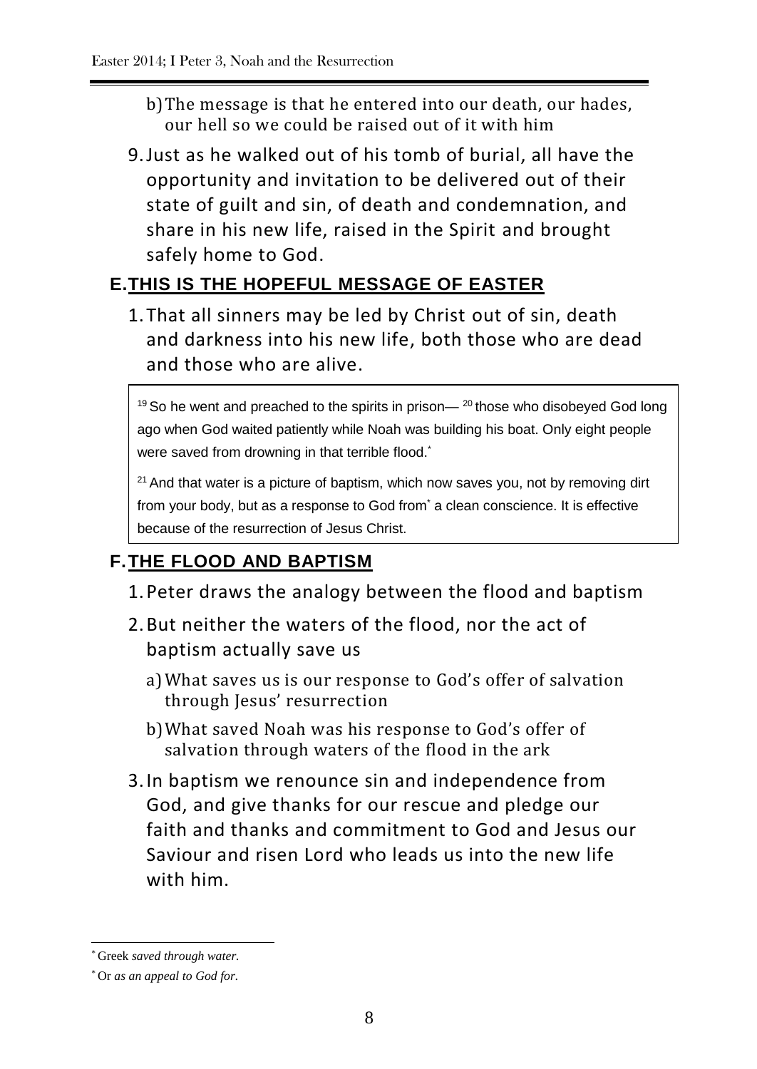b) The message is that he entered into our death, our hades, our hell so we could be raised out of it with him

9. Just as he walked out of his tomb of burial, all have the opportunity and invitation to be delivered out of their state of guilt and sin, of death and condemnation, and share in his new life, raised in the Spirit and brought safely home to God.

## E. THIS IS THE HOPEFUL MESSAGE OF EASTER

1. That all sinners may be led by Christ out of sin, death and darkness into his new life, both those who are dead and those who are alive.

> [19] So he went and preached to the spirits in prison— [20] those who disobeyed God long ago when God waited patiently while Noah was building his boat. Only eight people were saved from drowning in that terrible flood.*
>
> [21] And that water is a picture of baptism, which now saves you, not by removing dirt from your body, but as a response to God from* a clean conscience. It is effective because of the resurrection of Jesus Christ.

## F. THE FLOOD AND BAPTISM

1. Peter draws the analogy between the flood and baptism
2. But neither the waters of the flood, nor the act of baptism actually save us
   a) What saves us is our response to God's offer of salvation through Jesus' resurrection
   b) What saved Noah was his response to God's offer of salvation through waters of the flood in the ark
3. In baptism we renounce sin and independence from God, and give thanks for our rescue and pledge our faith and thanks and commitment to God and Jesus our Saviour and risen Lord who leads us into the new life with him.

---

\* Greek *saved through water.*

\* Or *as an appeal to God for.*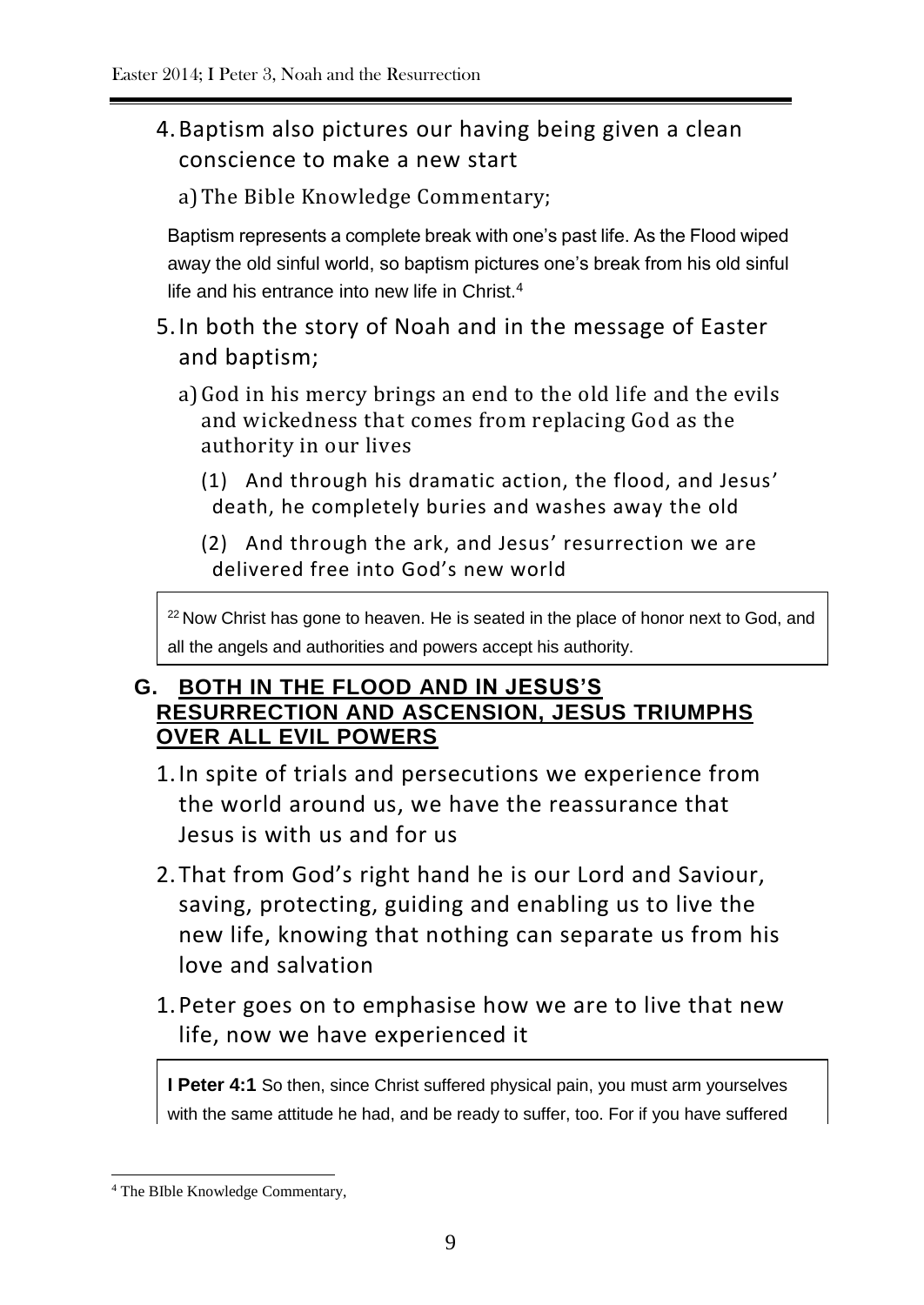4. Baptism also pictures our having being given a clean conscience to make a new start

   a) The Bible Knowledge Commentary;

   Baptism represents a complete break with one's past life. As the Flood wiped away the old sinful world, so baptism pictures one's break from his old sinful life and his entrance into new life in Christ.[4]

5. In both the story of Noah and in the message of Easter and baptism;

   a) God in his mercy brings an end to the old life and the evils and wickedness that comes from replacing God as the authority in our lives

      (1) And through his dramatic action, the flood, and Jesus' death, he completely buries and washes away the old

      (2) And through the ark, and Jesus' resurrection we are delivered free into God's new world

> [22] Now Christ has gone to heaven. He is seated in the place of honor next to God, and all the angels and authorities and powers accept his authority.

## G. BOTH IN THE FLOOD AND IN JESUS'S RESURRECTION AND ASCENSION, JESUS TRIUMPHS OVER ALL EVIL POWERS

1. In spite of trials and persecutions we experience from the world around us, we have the reassurance that Jesus is with us and for us

2. That from God's right hand he is our Lord and Saviour, saving, protecting, guiding and enabling us to live the new life, knowing that nothing can separate us from his love and salvation

1. Peter goes on to emphasise how we are to live that new life, now we have experienced it

> **I Peter 4:1** So then, since Christ suffered physical pain, you must arm yourselves with the same attitude he had, and be ready to suffer, too. For if you have suffered

[4] The BIble Knowledge Commentary,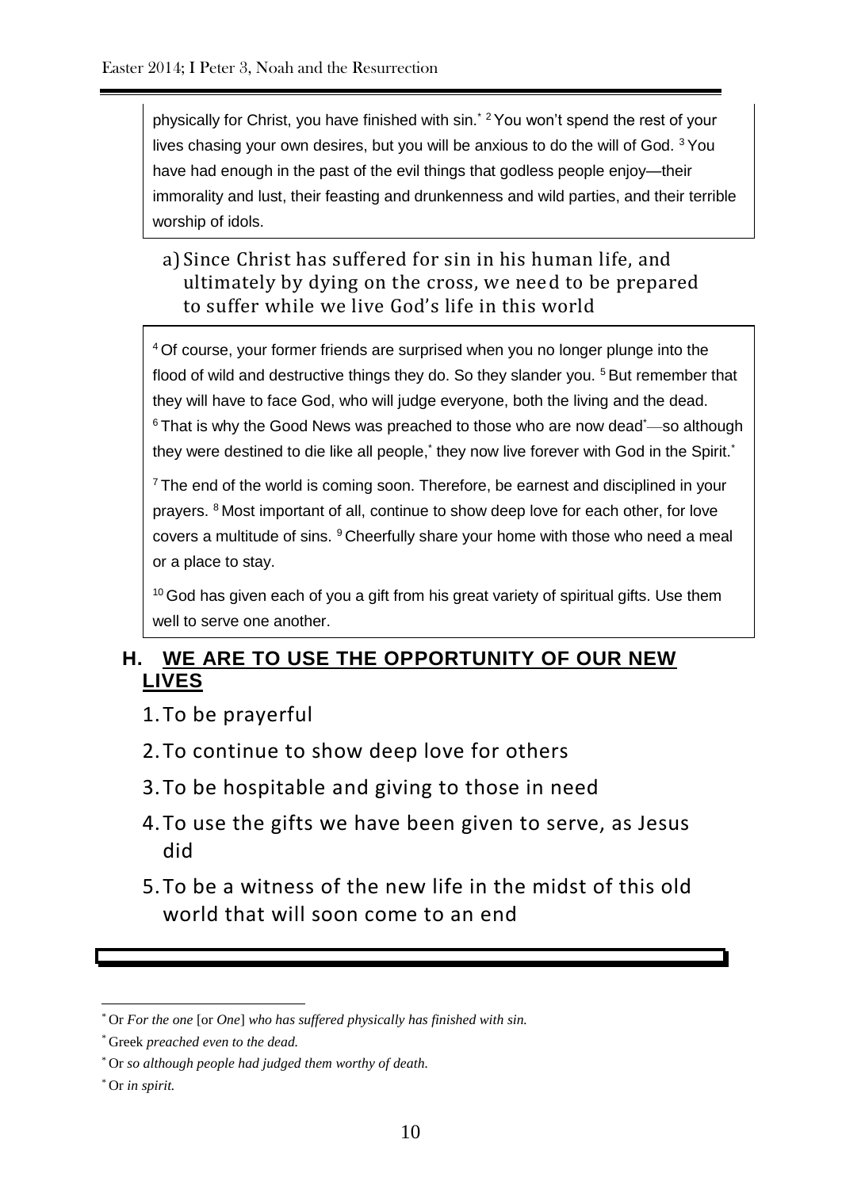physically for Christ, you have finished with sin.[*] [2] You won't spend the rest of your lives chasing your own desires, but you will be anxious to do the will of God. [3] You have had enough in the past of the evil things that godless people enjoy—their immorality and lust, their feasting and drunkenness and wild parties, and their terrible worship of idols.

a) Since Christ has suffered for sin in his human life, and ultimately by dying on the cross, we need to be prepared to suffer while we live God's life in this world

[4] Of course, your former friends are surprised when you no longer plunge into the flood of wild and destructive things they do. So they slander you. [5] But remember that they will have to face God, who will judge everyone, both the living and the dead. [6] That is why the Good News was preached to those who are now dead[*]—so although they were destined to die like all people,[*] they now live forever with God in the Spirit.[*]

[7] The end of the world is coming soon. Therefore, be earnest and disciplined in your prayers. [8] Most important of all, continue to show deep love for each other, for love covers a multitude of sins. [9] Cheerfully share your home with those who need a meal or a place to stay.

[10] God has given each of you a gift from his great variety of spiritual gifts. Use them well to serve one another.

## H. WE ARE TO USE THE OPPORTUNITY OF OUR NEW LIVES

1. To be prayerful
2. To continue to show deep love for others
3. To be hospitable and giving to those in need
4. To use the gifts we have been given to serve, as Jesus did
5. To be a witness of the new life in the midst of this old world that will soon come to an end

---

[*] Or *For the one* [or *One*] *who has suffered physically has finished with sin.*

[*] Greek *preached even to the dead.*

[*] Or *so although people had judged them worthy of death.*

[*] Or *in spirit.*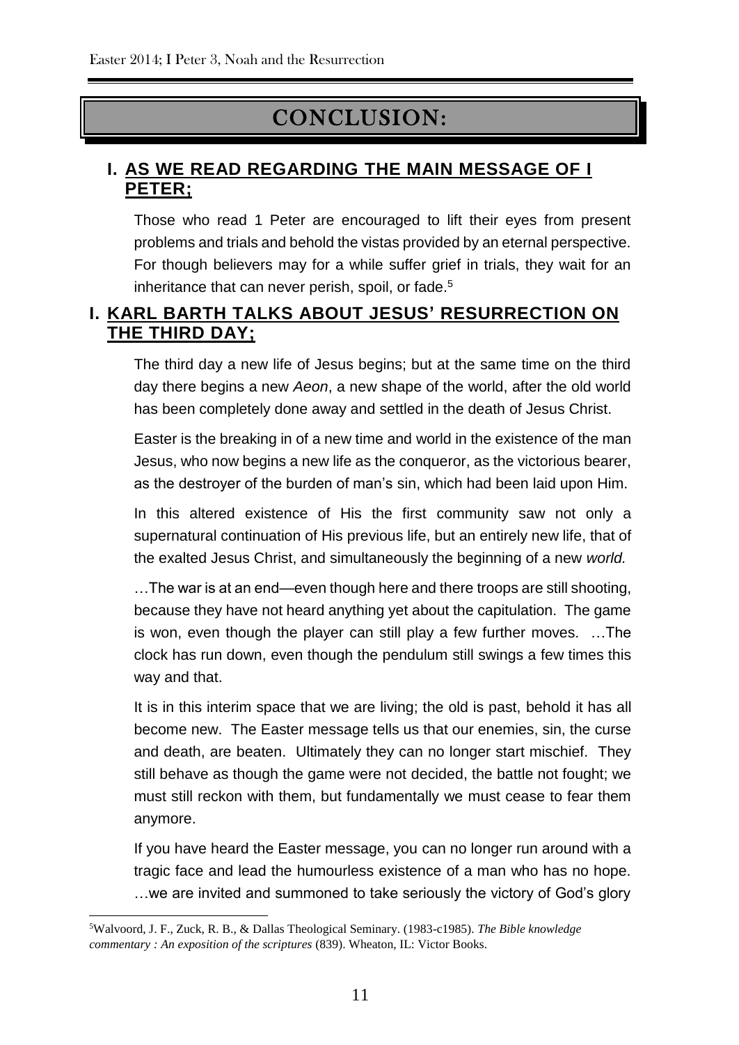# CONCLUSION:

## I. AS WE READ REGARDING THE MAIN MESSAGE OF I PETER;

Those who read 1 Peter are encouraged to lift their eyes from present problems and trials and behold the vistas provided by an eternal perspective. For though believers may for a while suffer grief in trials, they wait for an inheritance that can never perish, spoil, or fade.[5]

## I. KARL BARTH TALKS ABOUT JESUS' RESURRECTION ON THE THIRD DAY;

The third day a new life of Jesus begins; but at the same time on the third day there begins a new *Aeon*, a new shape of the world, after the old world has been completely done away and settled in the death of Jesus Christ.

Easter is the breaking in of a new time and world in the existence of the man Jesus, who now begins a new life as the conqueror, as the victorious bearer, as the destroyer of the burden of man's sin, which had been laid upon Him.

In this altered existence of His the first community saw not only a supernatural continuation of His previous life, but an entirely new life, that of the exalted Jesus Christ, and simultaneously the beginning of a new *world.*

…The war is at an end—even though here and there troops are still shooting, because they have not heard anything yet about the capitulation. The game is won, even though the player can still play a few further moves. …The clock has run down, even though the pendulum still swings a few times this way and that.

It is in this interim space that we are living; the old is past, behold it has all become new. The Easter message tells us that our enemies, sin, the curse and death, are beaten. Ultimately they can no longer start mischief. They still behave as though the game were not decided, the battle not fought; we must still reckon with them, but fundamentally we must cease to fear them anymore.

If you have heard the Easter message, you can no longer run around with a tragic face and lead the humourless existence of a man who has no hope. …we are invited and summoned to take seriously the victory of God's glory

---

[5] Walvoord, J. F., Zuck, R. B., & Dallas Theological Seminary. (1983-c1985). *The Bible knowledge commentary : An exposition of the scriptures* (839). Wheaton, IL: Victor Books.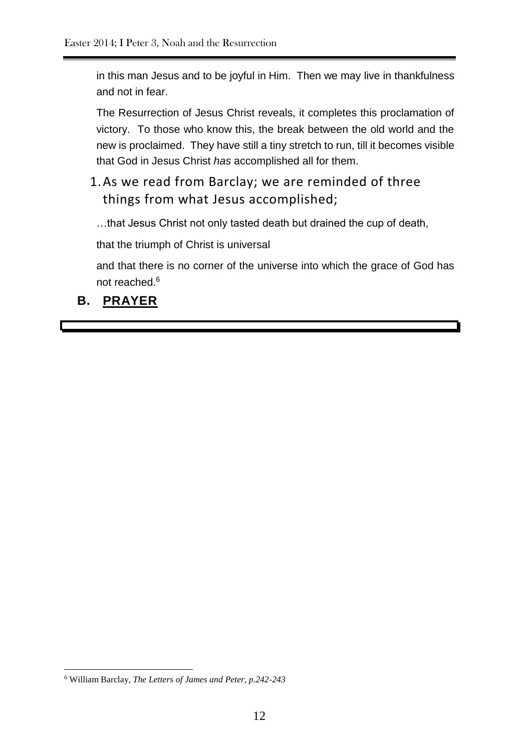in this man Jesus and to be joyful in Him. Then we may live in thankfulness and not in fear.

The Resurrection of Jesus Christ reveals, it completes this proclamation of victory. To those who know this, the break between the old world and the new is proclaimed. They have still a tiny stretch to run, till it becomes visible that God in Jesus Christ *has* accomplished all for them.

1. As we read from Barclay; we are reminded of three things from what Jesus accomplished;

…that Jesus Christ not only tasted death but drained the cup of death,

that the triumph of Christ is universal

and that there is no corner of the universe into which the grace of God has not reached.[6]

## B. PRAYER

[6] William Barclay, *The Letters of James and Peter, p.242-243*